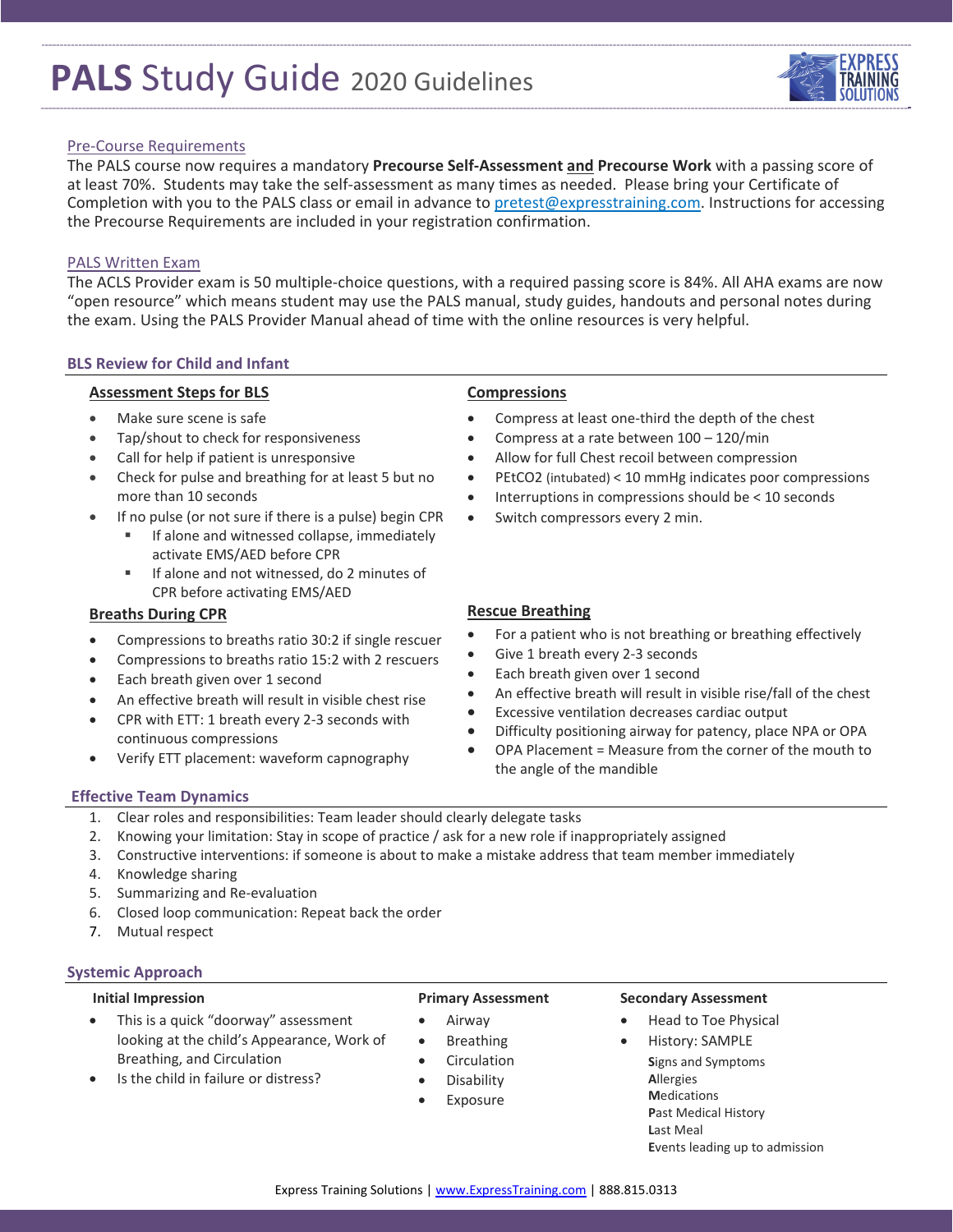# PALS Study Guide 2020 Guidelines

## Pre-Course Requirements

The PALS course now requires a mandatory **Precourse Self-Assessment and Precourse Work** with a passing score of at least 70%. Students may take the self-assessment as many times as needed. Please bring your Certificate of Completion with you to the PALS class or email in advance to pretest@expresstraining.com. Instructions for accessing the Precourse Requirements are included in your registration confirmation.

## PALS Written Exam

The ACLS Provider exam is 50 multiple-choice questions, with a required passing score is 84%. All AHA exams are now "open resource" which means student may use the PALS manual, study guides, handouts and personal notes during the exam. Using the PALS Provider Manual ahead of time with the online resources is very helpful.

## BLS Review for Child and Infant

### Assessment Steps for BLS

- Make sure scene is safe
- Tap/shout to check for responsiveness
- Call for help if patient is unresponsive
- Check for pulse and breathing for at least 5 but no more than 10 seconds
- If no pulse (or not sure if there is a pulse) begin CPR
  - If alone and witnessed collapse, immediately activate EMS/AED before CPR
  - If alone and not witnessed, do 2 minutes of CPR before activating EMS/AED

### Breaths During CPR

- Compressions to breaths ratio 30:2 if single rescuer
- Compressions to breaths ratio 15:2 with 2 rescuers
- Each breath given over 1 second
- An effective breath will result in visible chest rise
- CPR with ETT: 1 breath every 2-3 seconds with continuous compressions
- Verify ETT placement: waveform capnography

### Compressions

- Compress at least one-third the depth of the chest
- Compress at a rate between 100 – 120/min
- Allow for full Chest recoil between compression
- $PEtCO_2$ (intubated) < 10 mmHg indicates poor compressions
- Interruptions in compressions should be < 10 seconds
- Switch compressors every 2 min.

### Rescue Breathing

- For a patient who is not breathing or breathing effectively
- Give 1 breath every 2-3 seconds
- Each breath given over 1 second
- An effective breath will result in visible rise/fall of the chest
- Excessive ventilation decreases cardiac output
- Difficulty positioning airway for patency, place NPA or OPA
- OPA Placement = Measure from the corner of the mouth to the angle of the mandible

## Effective Team Dynamics

1. Clear roles and responsibilities: Team leader should clearly delegate tasks
2. Knowing your limitation: Stay in scope of practice / ask for a new role if inappropriately assigned
3. Constructive interventions: if someone is about to make a mistake address that team member immediately
4. Knowledge sharing
5. Summarizing and Re-evaluation
6. Closed loop communication: Repeat back the order
7. Mutual respect

## Systemic Approach

### Initial Impression

- This is a quick "doorway" assessment looking at the child's Appearance, Work of Breathing, and Circulation
- Is the child in failure or distress?

### Primary Assessment

- Airway
- Breathing
- Circulation
- Disability
- Exposure

### Secondary Assessment

- Head to Toe Physical
- History: SAMPLE

  **S**igns and Symptoms
  **A**llergies
  **M**edications
  **P**ast Medical History
  **L**ast Meal
  **E**vents leading up to admission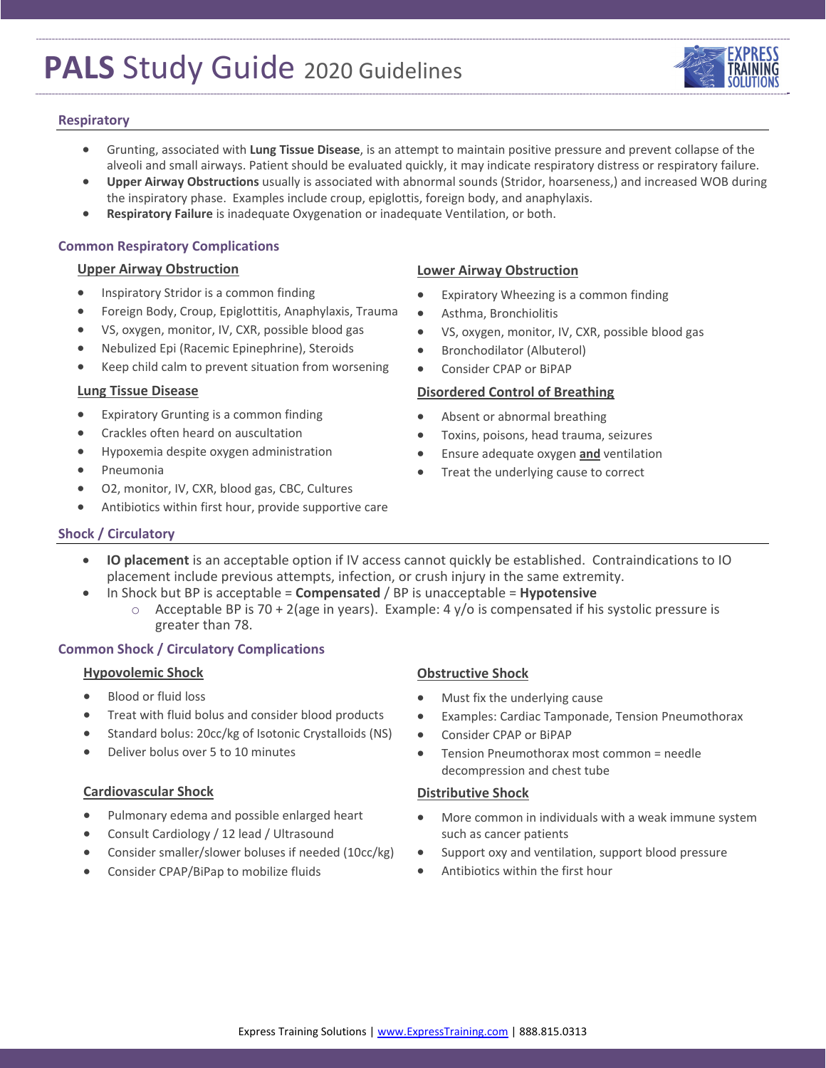# PALS Study Guide 2020 Guidelines

## Respiratory

- Grunting, associated with **Lung Tissue Disease**, is an attempt to maintain positive pressure and prevent collapse of the alveoli and small airways. Patient should be evaluated quickly, it may indicate respiratory distress or respiratory failure.
- **Upper Airway Obstructions** usually is associated with abnormal sounds (Stridor, hoarseness,) and increased WOB during the inspiratory phase. Examples include croup, epiglottis, foreign body, and anaphylaxis.
- **Respiratory Failure** is inadequate Oxygenation or inadequate Ventilation, or both.

### Common Respiratory Complications

#### Upper Airway Obstruction

- Inspiratory Stridor is a common finding
- Foreign Body, Croup, Epiglottitis, Anaphylaxis, Trauma
- VS, oxygen, monitor, IV, CXR, possible blood gas
- Nebulized Epi (Racemic Epinephrine), Steroids
- Keep child calm to prevent situation from worsening

#### Lung Tissue Disease

- Expiratory Grunting is a common finding
- Crackles often heard on auscultation
- Hypoxemia despite oxygen administration
- Pneumonia
- O2, monitor, IV, CXR, blood gas, CBC, Cultures
- Antibiotics within first hour, provide supportive care

#### Lower Airway Obstruction

- Expiratory Wheezing is a common finding
- Asthma, Bronchiolitis
- VS, oxygen, monitor, IV, CXR, possible blood gas
- Bronchodilator (Albuterol)
- Consider CPAP or BiPAP

#### Disordered Control of Breathing

- Absent or abnormal breathing
- Toxins, poisons, head trauma, seizures
- Ensure adequate oxygen **and** ventilation
- Treat the underlying cause to correct

## Shock / Circulatory

- **IO placement** is an acceptable option if IV access cannot quickly be established. Contraindications to IO placement include previous attempts, infection, or crush injury in the same extremity.
- In Shock but BP is acceptable = **Compensated** / BP is unacceptable = **Hypotensive**
  - Acceptable BP is 70 + 2(age in years). Example: 4 y/o is compensated if his systolic pressure is greater than 78.

### Common Shock / Circulatory Complications

#### Hypovolemic Shock

- Blood or fluid loss
- Treat with fluid bolus and consider blood products
- Standard bolus: 20cc/kg of Isotonic Crystalloids (NS)
- Deliver bolus over 5 to 10 minutes

#### Cardiovascular Shock

- Pulmonary edema and possible enlarged heart
- Consult Cardiology / 12 lead / Ultrasound
- Consider smaller/slower boluses if needed (10cc/kg)
- Consider CPAP/BiPap to mobilize fluids

#### Obstructive Shock

- Must fix the underlying cause
- Examples: Cardiac Tamponade, Tension Pneumothorax
- Consider CPAP or BiPAP
- Tension Pneumothorax most common = needle decompression and chest tube

#### Distributive Shock

- More common in individuals with a weak immune system such as cancer patients
- Support oxy and ventilation, support blood pressure
- Antibiotics within the first hour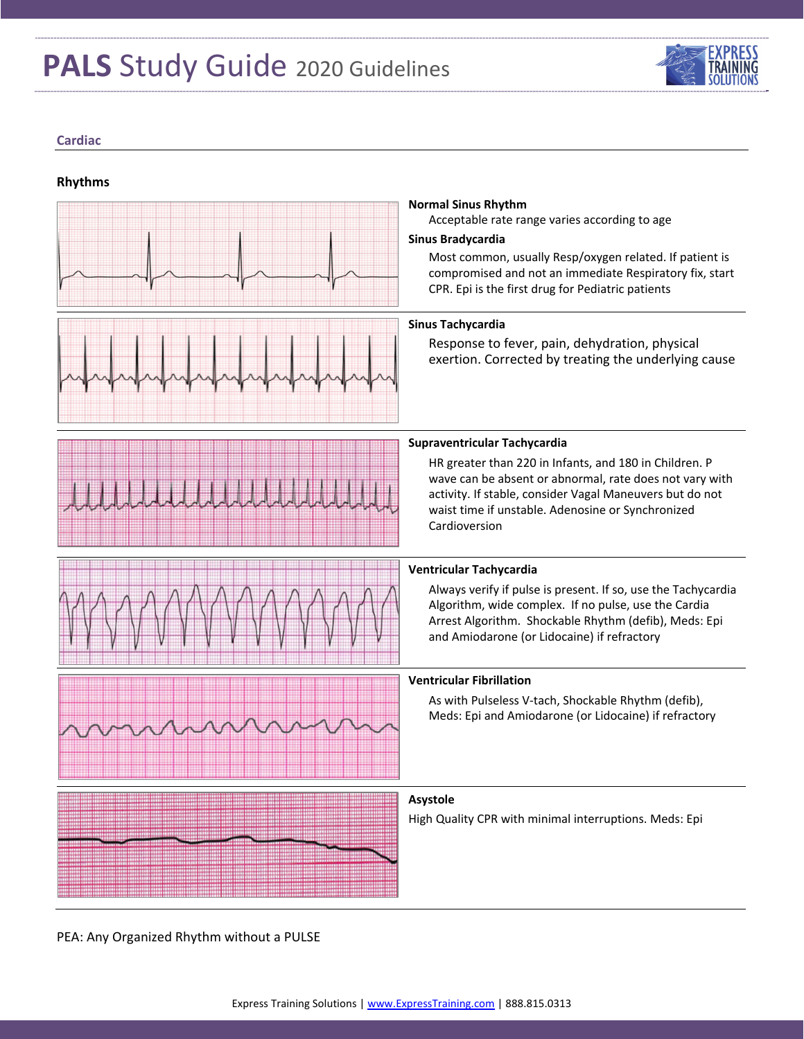# PALS Study Guide 2020 Guidelines

## Cardiac

### Rhythms

**Normal Sinus Rhythm**

Acceptable rate range varies according to age

**Sinus Bradycardia**

Most common, usually Resp/oxygen related. If patient is compromised and not an immediate Respiratory fix, start CPR. Epi is the first drug for Pediatric patients

**Sinus Tachycardia**

Response to fever, pain, dehydration, physical exertion. Corrected by treating the underlying cause

**Supraventricular Tachycardia**

HR greater than 220 in Infants, and 180 in Children. P wave can be absent or abnormal, rate does not vary with activity. If stable, consider Vagal Maneuvers but do not waist time if unstable. Adenosine or Synchronized Cardioversion

**Ventricular Tachycardia**

Always verify if pulse is present. If so, use the Tachycardia Algorithm, wide complex. If no pulse, use the Cardia Arrest Algorithm. Shockable Rhythm (defib), Meds: Epi and Amiodarone (or Lidocaine) if refractory

**Ventricular Fibrillation**

As with Pulseless V-tach, Shockable Rhythm (defib), Meds: Epi and Amiodarone (or Lidocaine) if refractory

**Asystole**

High Quality CPR with minimal interruptions. Meds: Epi

PEA: Any Organized Rhythm without a PULSE